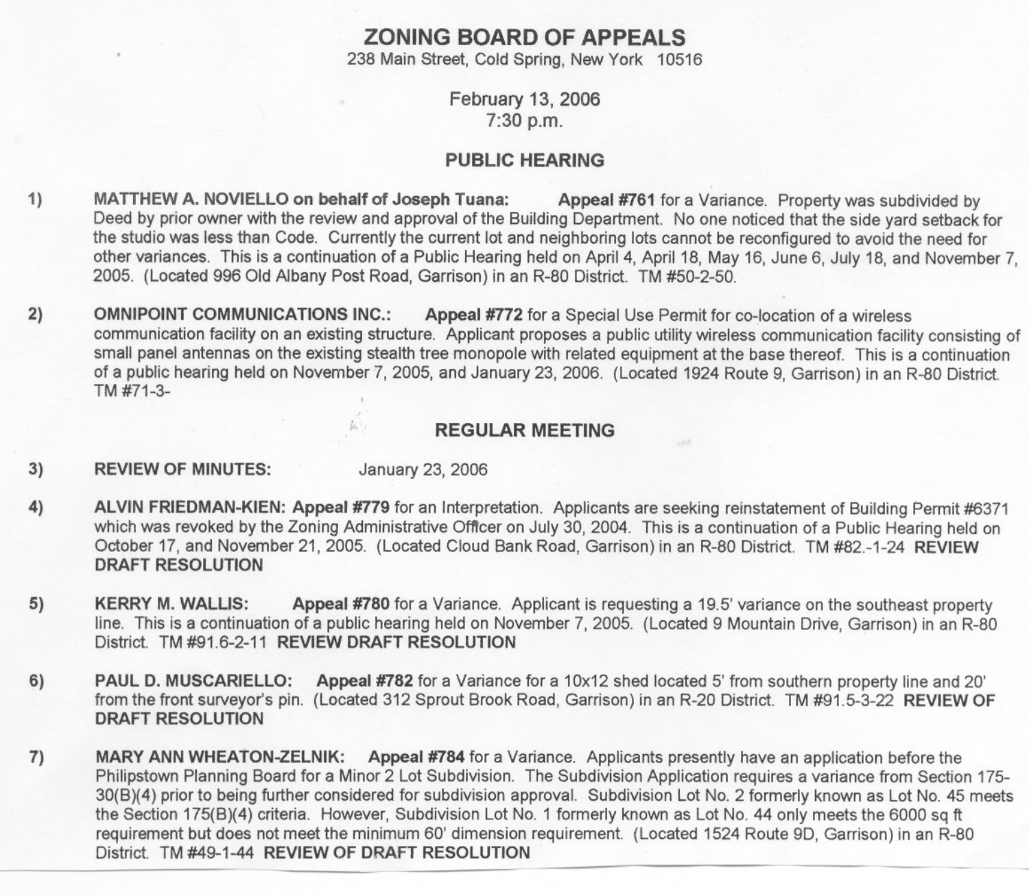# ZONING BOARD OF APPEALS

238 Main Street, Cold Spring, New York 10516

February 13, 2006
7:30 p.m.

## PUBLIC HEARING

1) **MATTHEW A. NOVIELLO on behalf of Joseph Tuana: Appeal #761** for a Variance. Property was subdivided by Deed by prior owner with the review and approval of the Building Department. No one noticed that the side yard setback for the studio was less than Code. Currently the current lot and neighboring lots cannot be reconfigured to avoid the need for other variances. This is a continuation of a Public Hearing held on April 4, April 18, May 16, June 6, July 18, and November 7, 2005. (Located 996 Old Albany Post Road, Garrison) in an R-80 District. TM #50-2-50.

2) **OMNIPOINT COMMUNICATIONS INC.: Appeal #772** for a Special Use Permit for co-location of a wireless communication facility on an existing structure. Applicant proposes a public utility wireless communication facility consisting of small panel antennas on the existing stealth tree monopole with related equipment at the base thereof. This is a continuation of a public hearing held on November 7, 2005, and January 23, 2006. (Located 1924 Route 9, Garrison) in an R-80 District. TM #71-3-

## REGULAR MEETING

3) **REVIEW OF MINUTES:** January 23, 2006

4) **ALVIN FRIEDMAN-KIEN: Appeal #779** for an Interpretation. Applicants are seeking reinstatement of Building Permit #6371 which was revoked by the Zoning Administrative Officer on July 30, 2004. This is a continuation of a Public Hearing held on October 17, and November 21, 2005. (Located Cloud Bank Road, Garrison) in an R-80 District. TM #82.-1-24 **REVIEW DRAFT RESOLUTION**

5) **KERRY M. WALLIS: Appeal #780** for a Variance. Applicant is requesting a 19.5' variance on the southeast property line. This is a continuation of a public hearing held on November 7, 2005. (Located 9 Mountain Drive, Garrison) in an R-80 District. TM #91.6-2-11 **REVIEW DRAFT RESOLUTION**

6) **PAUL D. MUSCARIELLO: Appeal #782** for a Variance for a 10x12 shed located 5' from southern property line and 20' from the front surveyor's pin. (Located 312 Sprout Brook Road, Garrison) in an R-20 District. TM #91.5-3-22 **REVIEW OF DRAFT RESOLUTION**

7) **MARY ANN WHEATON-ZELNIK: Appeal #784** for a Variance. Applicants presently have an application before the Philipstown Planning Board for a Minor 2 Lot Subdivision. The Subdivision Application requires a variance from Section 175-30(B)(4) prior to being further considered for subdivision approval. Subdivision Lot No. 2 formerly known as Lot No. 45 meets the Section 175(B)(4) criteria. However, Subdivision Lot No. 1 formerly known as Lot No. 44 only meets the 6000 sq ft requirement but does not meet the minimum 60' dimension requirement. (Located 1524 Route 9D, Garrison) in an R-80 District. TM #49-1-44 **REVIEW OF DRAFT RESOLUTION**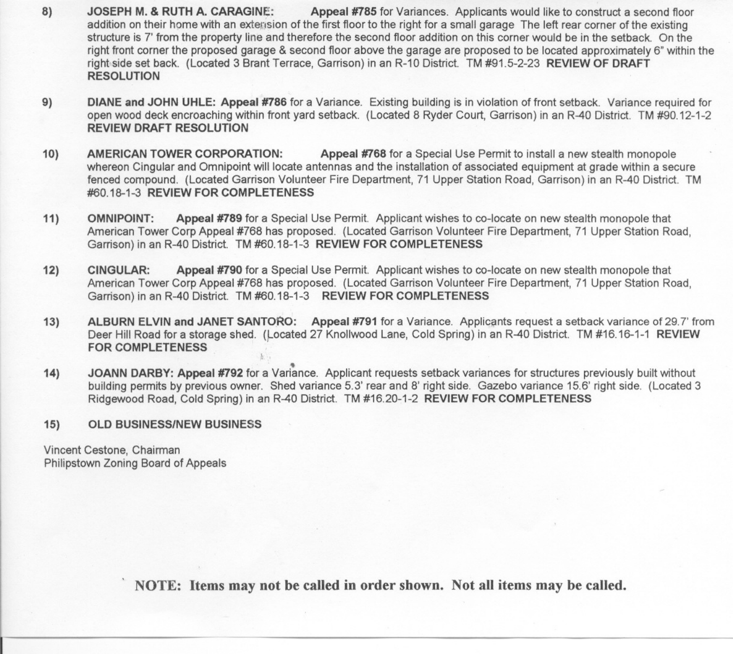8) **JOSEPH M. & RUTH A. CARAGINE: Appeal #785** for Variances. Applicants would like to construct a second floor addition on their home with an extension of the first floor to the right for a small garage The left rear corner of the existing structure is 7' from the property line and therefore the second floor addition on this corner would be in the setback. On the right front corner the proposed garage & second floor above the garage are proposed to be located approximately 6" within the right side set back. (Located 3 Brant Terrace, Garrison) in an R-10 District. TM #91.5-2-23 **REVIEW OF DRAFT RESOLUTION**

9) **DIANE and JOHN UHLE: Appeal #786** for a Variance. Existing building is in violation of front setback. Variance required for open wood deck encroaching within front yard setback. (Located 8 Ryder Court, Garrison) in an R-40 District. TM #90.12-1-2 **REVIEW DRAFT RESOLUTION**

10) **AMERICAN TOWER CORPORATION: Appeal #768** for a Special Use Permit to install a new stealth monopole whereon Cingular and Omnipoint will locate antennas and the installation of associated equipment at grade within a secure fenced compound. (Located Garrison Volunteer Fire Department, 71 Upper Station Road, Garrison) in an R-40 District. TM #60.18-1-3 **REVIEW FOR COMPLETENESS**

11) **OMNIPOINT: Appeal #789** for a Special Use Permit. Applicant wishes to co-locate on new stealth monopole that American Tower Corp Appeal #768 has proposed. (Located Garrison Volunteer Fire Department, 71 Upper Station Road, Garrison) in an R-40 District. TM #60.18-1-3 **REVIEW FOR COMPLETENESS**

12) **CINGULAR: Appeal #790** for a Special Use Permit. Applicant wishes to co-locate on new stealth monopole that American Tower Corp Appeal #768 has proposed. (Located Garrison Volunteer Fire Department, 71 Upper Station Road, Garrison) in an R-40 District. TM #60.18-1-3 **REVIEW FOR COMPLETENESS**

13) **ALBURN ELVIN and JANET SANTORO: Appeal #791** for a Variance. Applicants request a setback variance of 29.7' from Deer Hill Road for a storage shed. (Located 27 Knollwood Lane, Cold Spring) in an R-40 District. TM #16.16-1-1 **REVIEW FOR COMPLETENESS**

14) **JOANN DARBY: Appeal #792** for a Variance. Applicant requests setback variances for structures previously built without building permits by previous owner. Shed variance 5.3' rear and 8' right side. Gazebo variance 15.6' right side. (Located 3 Ridgewood Road, Cold Spring) in an R-40 District. TM #16.20-1-2 **REVIEW FOR COMPLETENESS**

15) **OLD BUSINESS/NEW BUSINESS**

Vincent Cestone, Chairman
Philipstown Zoning Board of Appeals

**NOTE: Items may not be called in order shown. Not all items may be called.**